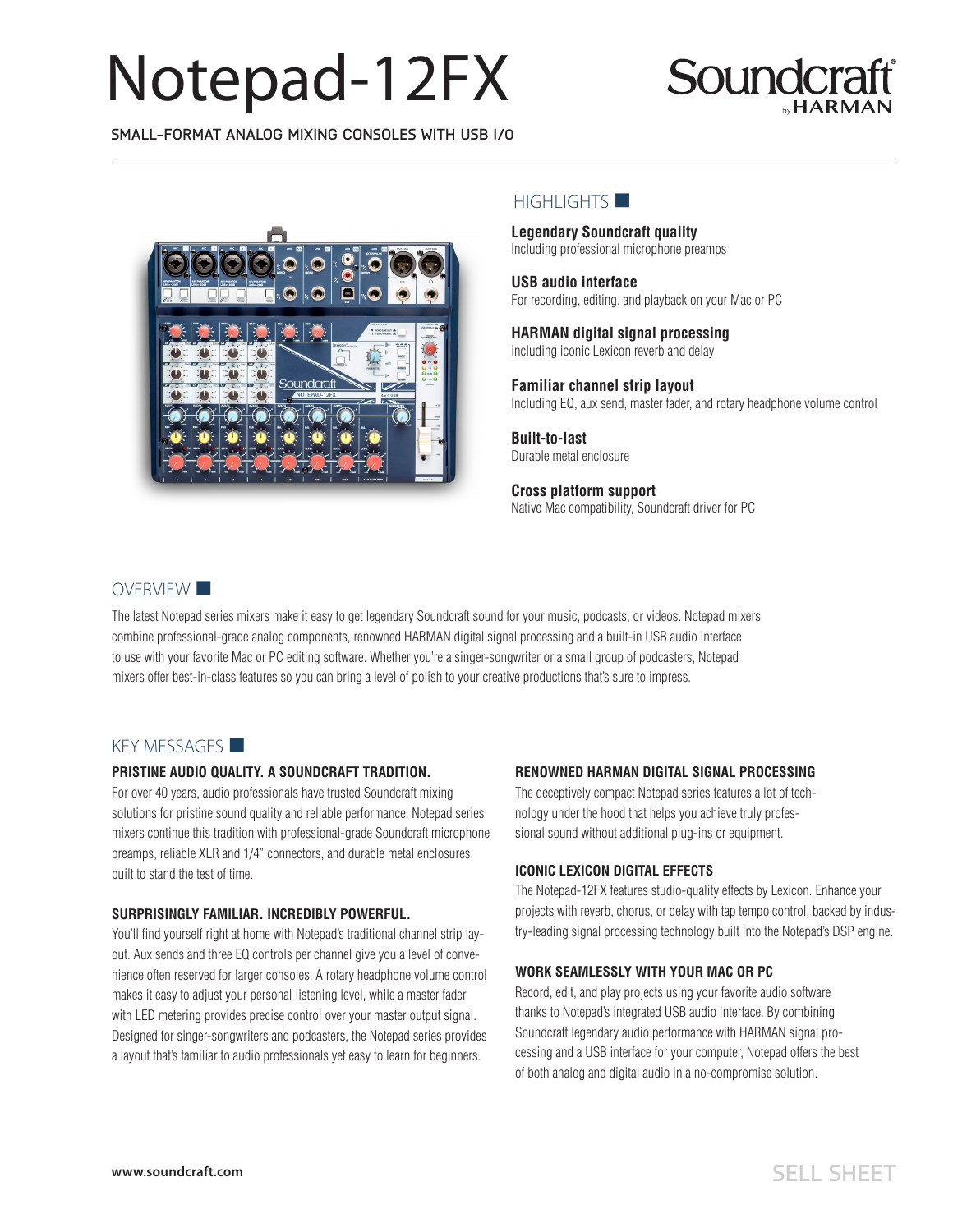# Notepad-12FX

Soundcraft by HARMAN

SMALL-FORMAT ANALOG MIXING CONSOLES WITH USB I/O

## HIGHLIGHTS

**Legendary Soundcraft quality**
Including professional microphone preamps

**USB audio interface**
For recording, editing, and playback on your Mac or PC

**HARMAN digital signal processing**
including iconic Lexicon reverb and delay

**Familiar channel strip layout**
Including EQ, aux send, master fader, and rotary headphone volume control

**Built-to-last**
Durable metal enclosure

**Cross platform support**
Native Mac compatibility, Soundcraft driver for PC

## OVERVIEW

The latest Notepad series mixers make it easy to get legendary Soundcraft sound for your music, podcasts, or videos. Notepad mixers combine professional-grade analog components, renowned HARMAN digital signal processing and a built-in USB audio interface to use with your favorite Mac or PC editing software. Whether you're a singer-songwriter or a small group of podcasters, Notepad mixers offer best-in-class features so you can bring a level of polish to your creative productions that's sure to impress.

## KEY MESSAGES

### PRISTINE AUDIO QUALITY. A SOUNDCRAFT TRADITION.

For over 40 years, audio professionals have trusted Soundcraft mixing solutions for pristine sound quality and reliable performance. Notepad series mixers continue this tradition with professional-grade Soundcraft microphone preamps, reliable XLR and 1/4" connectors, and durable metal enclosures built to stand the test of time.

### SURPRISINGLY FAMILIAR. INCREDIBLY POWERFUL.

You'll find yourself right at home with Notepad's traditional channel strip layout. Aux sends and three EQ controls per channel give you a level of convenience often reserved for larger consoles. A rotary headphone volume control makes it easy to adjust your personal listening level, while a master fader with LED metering provides precise control over your master output signal. Designed for singer-songwriters and podcasters, the Notepad series provides a layout that's familiar to audio professionals yet easy to learn for beginners.

### RENOWNED HARMAN DIGITAL SIGNAL PROCESSING

The deceptively compact Notepad series features a lot of technology under the hood that helps you achieve truly professional sound without additional plug-ins or equipment.

### ICONIC LEXICON DIGITAL EFFECTS

The Notepad-12FX features studio-quality effects by Lexicon. Enhance your projects with reverb, chorus, or delay with tap tempo control, backed by industry-leading signal processing technology built into the Notepad's DSP engine.

### WORK SEAMLESSLY WITH YOUR MAC OR PC

Record, edit, and play projects using your favorite audio software thanks to Notepad's integrated USB audio interface. By combining Soundcraft legendary audio performance with HARMAN signal processing and a USB interface for your computer, Notepad offers the best of both analog and digital audio in a no-compromise solution.

www.soundcraft.com

SELL SHEET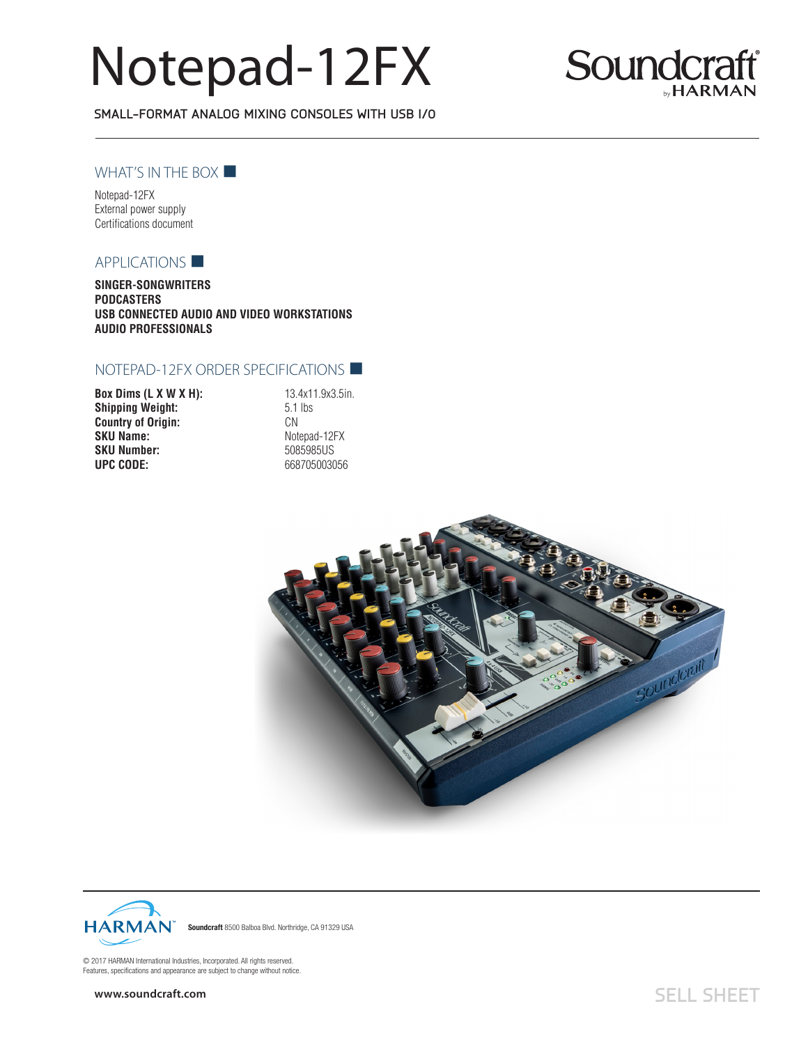# Notepad-12FX

Soundcraft by HARMAN

SMALL-FORMAT ANALOG MIXING CONSOLES WITH USB I/O

## WHAT'S IN THE BOX

Notepad-12FX
External power supply
Certifications document

## APPLICATIONS

**SINGER-SONGWRITERS**
**PODCASTERS**
**USB CONNECTED AUDIO AND VIDEO WORKSTATIONS**
**AUDIO PROFESSIONALS**

## NOTEPAD-12FX ORDER SPECIFICATIONS

| | |
|---|---|
| **Box Dims (L X W X H):** | 13.4x11.9x3.5in. |
| **Shipping Weight:** | 5.1 lbs |
| **Country of Origin:** | CN |
| **SKU Name:** | Notepad-12FX |
| **SKU Number:** | 5085985US |
| **UPC CODE:** | 668705003056 |

HARMAN

**Soundcraft** 8500 Balboa Blvd. Northridge, CA 91329 USA

© 2017 HARMAN International Industries, Incorporated. All rights reserved.
Features, specifications and appearance are subject to change without notice.

**www.soundcraft.com**

SELL SHEET